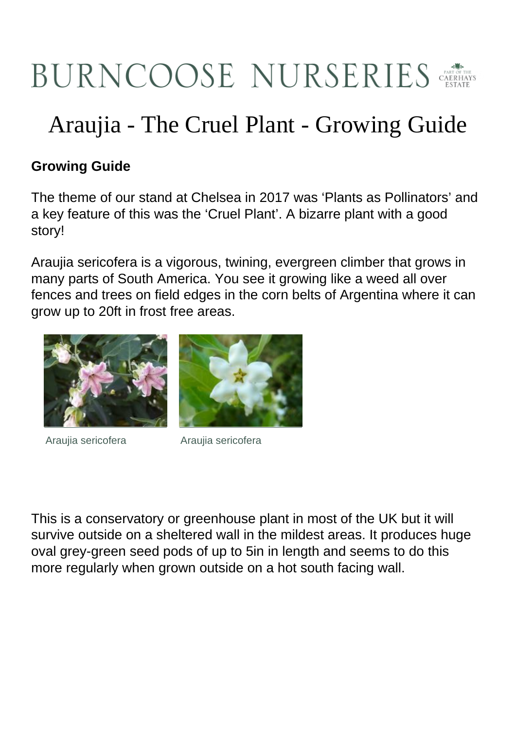# Araujia - The Cruel Plant - Growing Guide

**Growing Guide**

The theme of our stand at Chelsea in 2017 was 'Plants as Pollinators' and a key feature of this was the 'Cruel Plant'. A bizarre plant with a good story!

Araujia sericofera is a vigorous, twining, evergreen climber that grows in many parts of South America. You see it growing like a weed all over fences and trees on field edges in the corn belts of Argentina where it can grow up to 20ft in frost free areas.

Araujia sericofera

Araujia sericofera

This is a conservatory or greenhouse plant in most of the UK but it will survive outside on a sheltered wall in the mildest areas. It produces huge oval grey-green seed pods of up to 5in in length and seems to do this more regularly when grown outside on a hot south facing wall.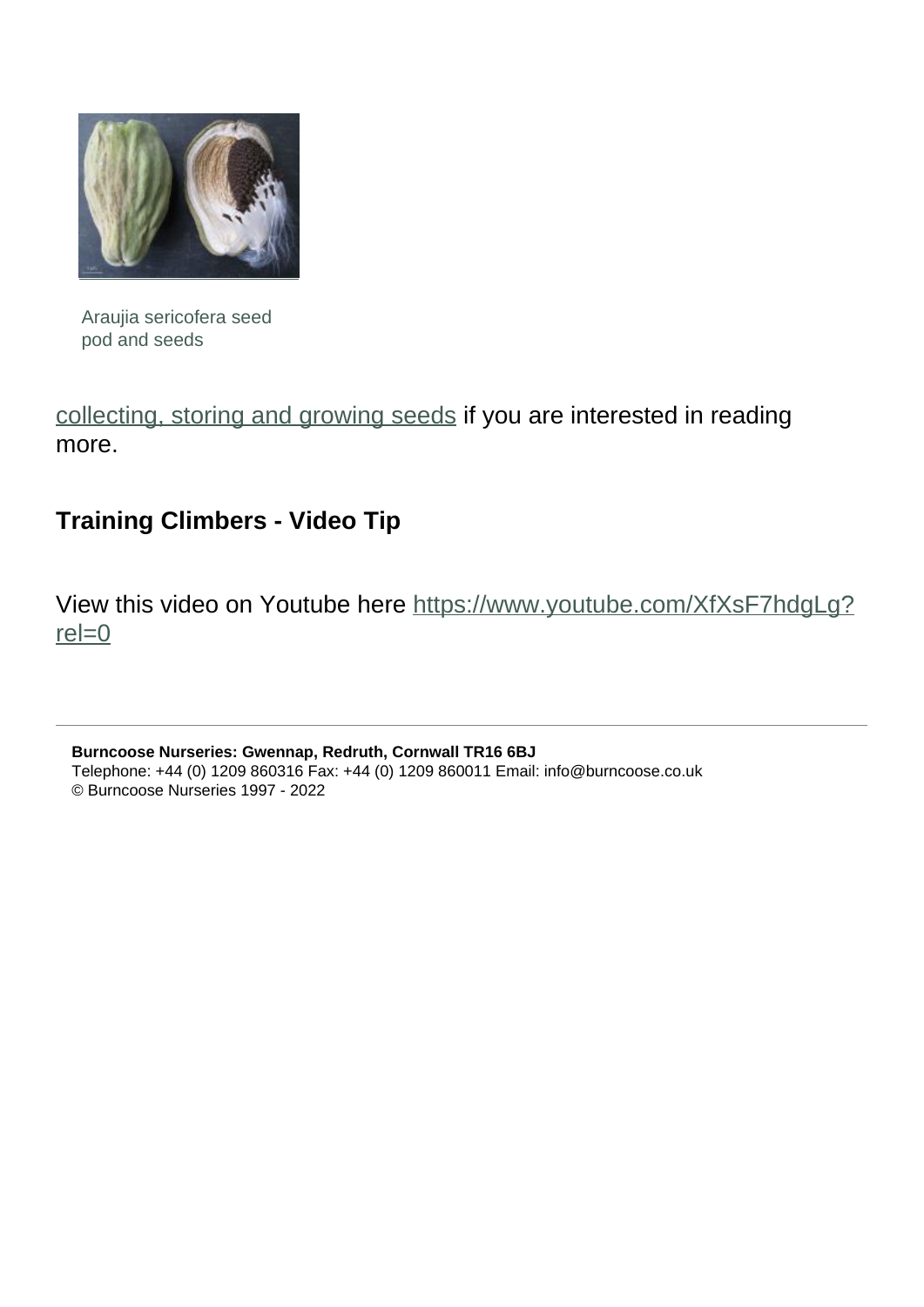Araujia sericofera seed pod and seeds

collecting, storing and growing seeds if you are interested in reading more.

## Training Climbers - Video Tip

View this video on Youtube here https://www.youtube.com/XfXsF7hdgLg?rel=0

**Burncoose Nurseries: Gwennap, Redruth, Cornwall TR16 6BJ**
Telephone: +44 (0) 1209 860316 Fax: +44 (0) 1209 860011 Email: info@burncoose.co.uk
© Burncoose Nurseries 1997 - 2022